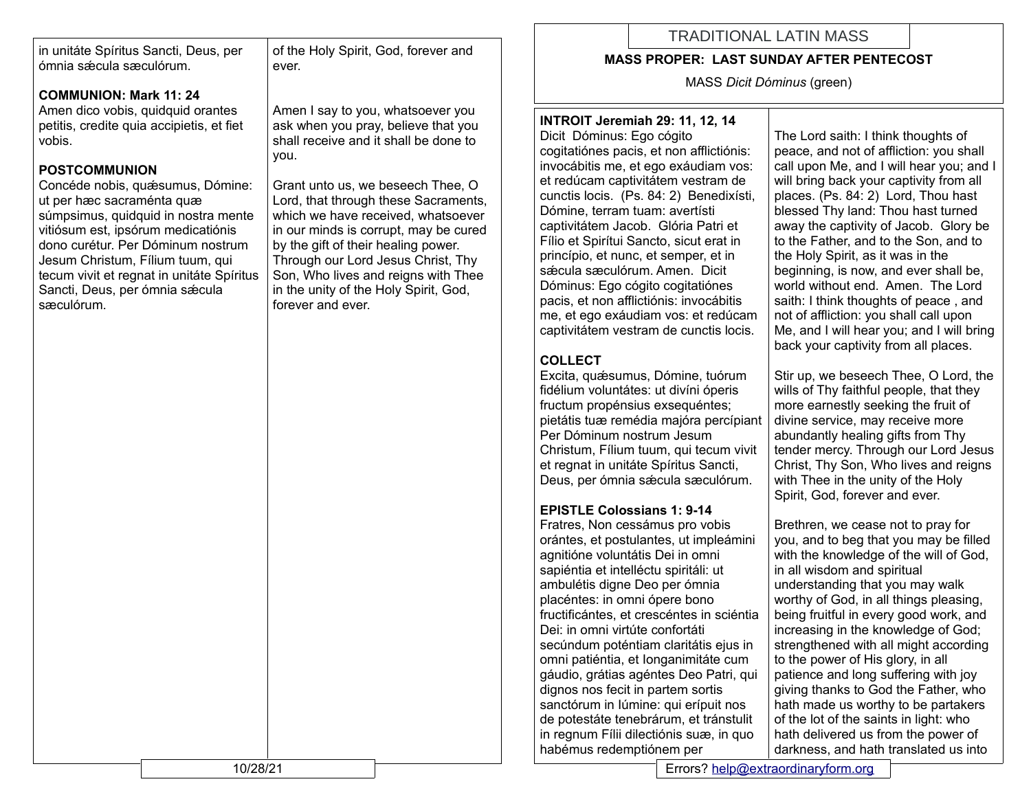in unitáte Spíritus Sancti, Deus, per ómnia sǽcula sæculórum.

of the Holy Spirit, God, forever and ever.

**COMMUNION: Mark 11: 24**

Amen dico vobis, quidquid orantes petitis, credite quia accipietis, et fiet vobis.

Amen I say to you, whatsoever you ask when you pray, believe that you shall receive and it shall be done to you.

**POSTCOMMUNION**

Concéde nobis, quǽsumus, Dómine: ut per hæc sacraménta quæ súmpsimus, quidquid in nostra mente vitiósum est, ipsórum medicatiónis dono curétur. Per Dóminum nostrum Jesum Christum, Fílium tuum, qui tecum vivit et regnat in unitáte Spíritus Sancti, Deus, per ómnia sǽcula sæculórum.

Grant unto us, we beseech Thee, O Lord, that through these Sacraments, which we have received, whatsoever in our minds is corrupt, may be cured by the gift of their healing power. Through our Lord Jesus Christ, Thy Son, Who lives and reigns with Thee in the unity of the Holy Spirit, God, forever and ever.

# TRADITIONAL LATIN MASS

## MASS PROPER: LAST SUNDAY AFTER PENTECOST

MASS *Dicit Dóminus* (green)

**INTROIT Jeremiah 29: 11, 12, 14**

Dicit Dóminus: Ego cógito cogitatiónes pacis, et non afflictiónis: invocábitis me, et ego exáudiam vos: et redúcam captivitátem vestram de cunctis locis. (Ps. 84: 2) Benedixísti, Dómine, terram tuam: avertísti captivitátem Jacob. Glória Patri et Fílio et Spirítui Sancto, sicut erat in princípio, et nunc, et semper, et in sǽcula sæculórum. Amen. Dicit Dóminus: Ego cógito cogitatiónes pacis, et non afflictiónis: invocábitis me, et ego exáudiam vos: et redúcam captivitátem vestram de cunctis locis.

The Lord saith: I think thoughts of peace, and not of affliction: you shall call upon Me, and I will hear you; and I will bring back your captivity from all places. (Ps. 84: 2) Lord, Thou hast blessed Thy land: Thou hast turned away the captivity of Jacob. Glory be to the Father, and to the Son, and to the Holy Spirit, as it was in the beginning, is now, and ever shall be, world without end. Amen. The Lord saith: I think thoughts of peace , and not of affliction: you shall call upon Me, and I will hear you; and I will bring back your captivity from all places.

**COLLECT**

Excita, quǽsumus, Dómine, tuórum fidélium voluntátes: ut divíni óperis fructum propénsius exsequéntes; pietátis tuæ remédia majóra percípiant Per Dóminum nostrum Jesum Christum, Fílium tuum, qui tecum vivit et regnat in unitáte Spíritus Sancti, Deus, per ómnia sǽcula sæculórum.

Stir up, we beseech Thee, O Lord, the wills of Thy faithful people, that they more earnestly seeking the fruit of divine service, may receive more abundantly healing gifts from Thy tender mercy. Through our Lord Jesus Christ, Thy Son, Who lives and reigns with Thee in the unity of the Holy Spirit, God, forever and ever.

**EPISTLE Colossians 1: 9-14**

Fratres, Non cessámus pro vobis orántes, et postulantes, ut impleámini agnitióne voluntátis Dei in omni sapiéntia et intelléctu spiritáli: ut ambulétis digne Deo per ómnia placéntes: in omni ópere bono fructificántes, et crescéntes in sciéntia Dei: in omni virtúte confortáti secúndum poténtiam claritátis ejus in omni patiéntia, et longanimitáte cum gáudio, grátias agéntes Deo Patri, qui dignos nos fecit in partem sortis sanctórum in lúmine: qui erípuit nos de potestáte tenebrárum, et tránstulit in regnum Fílii dilectiónis suæ, in quo habémus redemptiónem per

Brethren, we cease not to pray for you, and to beg that you may be filled with the knowledge of the will of God, in all wisdom and spiritual understanding that you may walk worthy of God, in all things pleasing, being fruitful in every good work, and increasing in the knowledge of God; strengthened with all might according to the power of His glory, in all patience and long suffering with joy giving thanks to God the Father, who hath made us worthy to be partakers of the lot of the saints in light: who hath delivered us from the power of darkness, and hath translated us into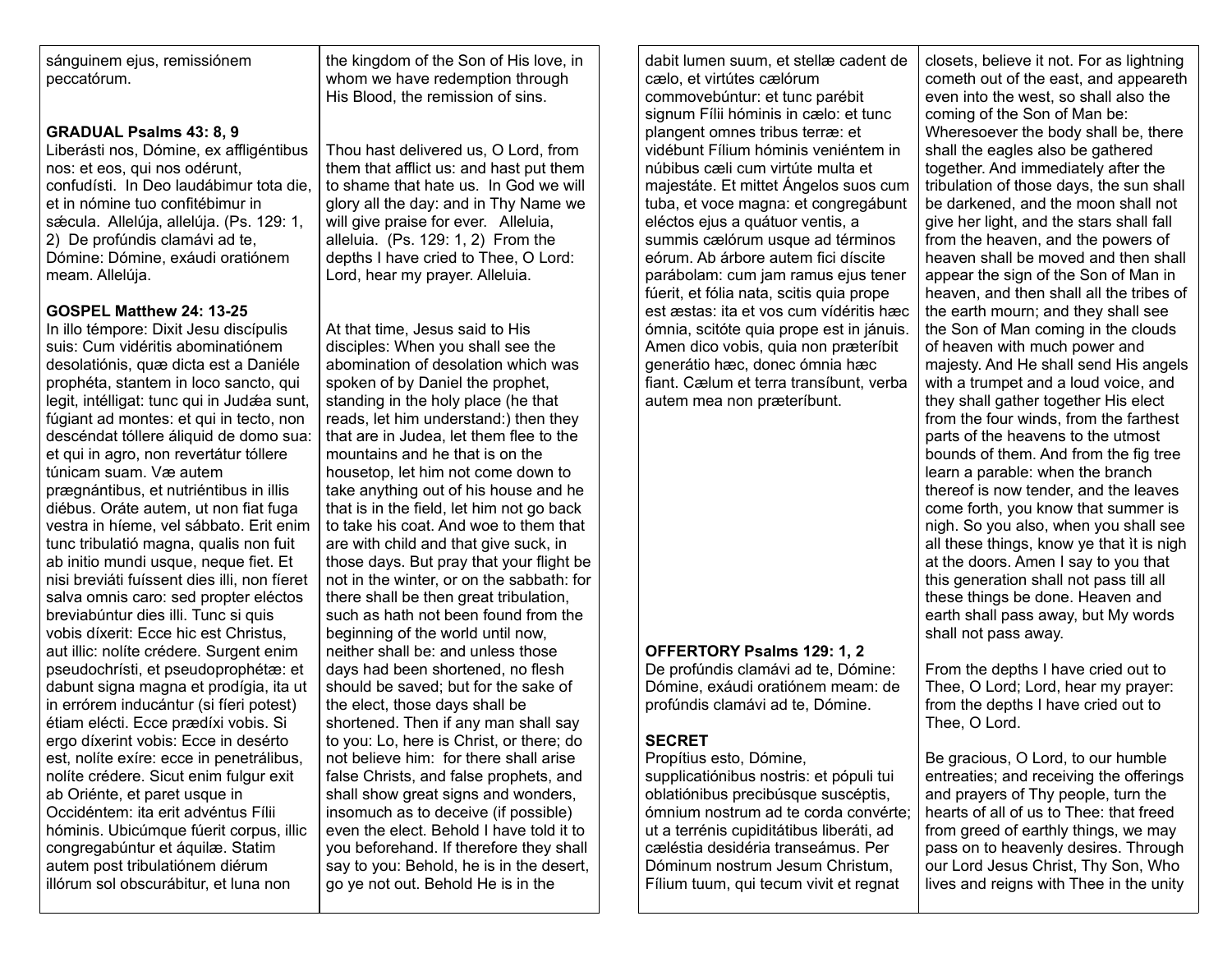sánguinem ejus, remissiónem peccatórum.

the kingdom of the Son of His love, in whom we have redemption through His Blood, the remission of sins.

**GRADUAL Psalms 43: 8, 9**

Liberásti nos, Dómine, ex affligéntibus nos: et eos, qui nos odérunt, confudísti. In Deo laudábimur tota die, et in nómine tuo confitébimur in sǽcula. Allelúja, allelúja. (Ps. 129: 1, 2) De profúndis clamávi ad te, Dómine: Dómine, exáudi oratiónem meam. Allelúja.

Thou hast delivered us, O Lord, from them that afflict us: and hast put them to shame that hate us. In God we will glory all the day: and in Thy Name we will give praise for ever. Alleluia, alleluia. (Ps. 129: 1, 2) From the depths I have cried to Thee, O Lord: Lord, hear my prayer. Alleluia.

**GOSPEL Matthew 24: 13-25**

In illo témpore: Dixit Jesu discípulis suis: Cum vidéritis abominatiónem desolatiónis, quæ dicta est a Daniéle prophéta, stantem in loco sancto, qui legit, intélligat: tunc qui in Judǽa sunt, fúgiant ad montes: et qui in tecto, non descéndat tóllere áliquid de domo sua: et qui in agro, non revertátur tóllere túnicam suam. Væ autem prægnántibus, et nutriéntibus in illis diébus. Oráte autem, ut non fiat fuga vestra in híeme, vel sábbato. Erit enim tunc tribulatió magna, qualis non fuit ab initio mundi usque, neque fiet. Et nisi breviáti fuíssent dies illi, non fíeret salva omnis caro: sed propter eléctos breviabúntur dies illi. Tunc si quis vobis díxerit: Ecce hic est Christus, aut illic: nolíte crédere. Surgent enim pseudochrísti, et pseudoprophétæ: et dabunt signa magna et prodígia, ita ut in errórem inducántur (si fíeri potest) étiam elécti. Ecce prædíxi vobis. Si ergo díxerint vobis: Ecce in desérto est, nolíte exíre: ecce in penetrálibus, nolíte crédere. Sicut enim fulgur exit ab Oriénte, et paret usque in Occidéntem: ita erit advéntus Fílii hóminis. Ubicúmque fúerit corpus, illic congregabúntur et áquilæ. Statim autem post tribulatiónem diérum illórum sol obscurábitur, et luna non dabit lumen suum, et stellæ cadent de cælo, et virtútes cælórum commovebúntur: et tunc parébit signum Fílii hóminis in cælo: et tunc plangent omnes tribus terræ: et vidébunt Fílium hóminis veniéntem in núbibus cæli cum virtúte multa et majestáte. Et mittet Ángelos suos cum tuba, et voce magna: et congregábunt eléctos ejus a quátuor ventis, a summis cælórum usque ad términos eórum. Ab árbore autem fici díscite parábolam: cum jam ramus ejus tener fúerit, et fólia nata, scitis quia prope est æstas: ita et vos cum vídéritis hæc ómnia, scitóte quia prope est in jánuis. Amen dico vobis, quia non præteríbit generátio hæc, donec ómnia hæc fiant. Cælum et terra transíbunt, verba autem mea non præteríbunt.

At that time, Jesus said to His disciples: When you shall see the abomination of desolation which was spoken of by Daniel the prophet, standing in the holy place (he that reads, let him understand:) then they that are in Judea, let them flee to the mountains and he that is on the housetop, let him not come down to take anything out of his house and he that is in the field, let him not go back to take his coat. And woe to them that are with child and that give suck, in those days. But pray that your flight be not in the winter, or on the sabbath: for there shall be then great tribulation, such as hath not been found from the beginning of the world until now, neither shall be: and unless those days had been shortened, no flesh should be saved; but for the sake of the elect, those days shall be shortened. Then if any man shall say to you: Lo, here is Christ, or there; do not believe him: for there shall arise false Christs, and false prophets, and shall show great signs and wonders, insomuch as to deceive (if possible) even the elect. Behold I have told it to you beforehand. If therefore they shall say to you: Behold, he is in the desert, go ye not out. Behold He is in the closets, believe it not. For as lightning cometh out of the east, and appeareth even into the west, so shall also the coming of the Son of Man be: Wheresoever the body shall be, there shall the eagles also be gathered together. And immediately after the tribulation of those days, the sun shall be darkened, and the moon shall not give her light, and the stars shall fall from the heaven, and the powers of heaven shall be moved and then shall appear the sign of the Son of Man in heaven, and then shall all the tribes of the earth mourn; and they shall see the Son of Man coming in the clouds of heaven with much power and majesty. And He shall send His angels with a trumpet and a loud voice, and they shall gather together His elect from the four winds, from the farthest parts of the heavens to the utmost bounds of them. And from the fig tree learn a parable: when the branch thereof is now tender, and the leaves come forth, you know that summer is nigh. So you also, when you shall see all these things, know ye that ìt is nigh at the doors. Amen I say to you that this generation shall not pass till all these things be done. Heaven and earth shall pass away, but My words shall not pass away.

**OFFERTORY Psalms 129: 1, 2**

De profúndis clamávi ad te, Dómine: Dómine, exáudi oratiónem meam: de profúndis clamávi ad te, Dómine.

From the depths I have cried out to Thee, O Lord; Lord, hear my prayer: from the depths I have cried out to Thee, O Lord.

**SECRET**

Propítius esto, Dómine, supplicatiónibus nostris: et pópuli tui oblatiónibus precibúsque suscéptis, ómnium nostrum ad te corda convérte; ut a terrénis cupiditátibus liberáti, ad cæléstia desidéria transeámus. Per Dóminum nostrum Jesum Christum, Fílium tuum, qui tecum vivit et regnat

Be gracious, O Lord, to our humble entreaties; and receiving the offerings and prayers of Thy people, turn the hearts of all of us to Thee: that freed from greed of earthly things, we may pass on to heavenly desires. Through our Lord Jesus Christ, Thy Son, Who lives and reigns with Thee in the unity